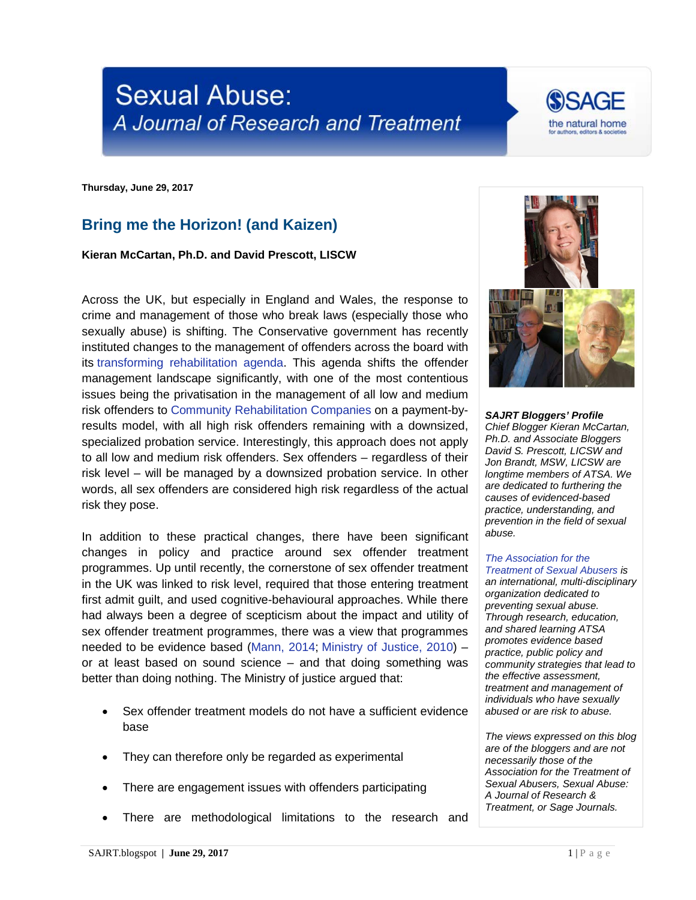# Sexual Abuse: A Journal of Research and Treatment

**Thursday, June 29, 2017**

## Bring me the Horizon! (and Kaizen)

**Kieran McCartan, Ph.D. and David Prescott, LISCW**

Across the UK, but especially in England and Wales, the response to crime and management of those who break laws (especially those who sexually abuse) is shifting. The Conservative government has recently instituted changes to the management of offenders across the board with its transforming rehabilitation agenda. This agenda shifts the offender management landscape significantly, with one of the most contentious issues being the privatisation in the management of all low and medium risk offenders to Community Rehabilitation Companies on a payment-by-results model, with all high risk offenders remaining with a downsized, specialized probation service. Interestingly, this approach does not apply to all low and medium risk offenders. Sex offenders – regardless of their risk level – will be managed by a downsized probation service. In other words, all sex offenders are considered high risk regardless of the actual risk they pose.

In addition to these practical changes, there have been significant changes in policy and practice around sex offender treatment programmes. Up until recently, the cornerstone of sex offender treatment in the UK was linked to risk level, required that those entering treatment first admit guilt, and used cognitive-behavioural approaches. While there had always been a degree of scepticism about the impact and utility of sex offender treatment programmes, there was a view that programmes needed to be evidence based (Mann, 2014; Ministry of Justice, 2010) – or at least based on sound science – and that doing something was better than doing nothing. The Ministry of justice argued that:

- Sex offender treatment models do not have a sufficient evidence base
- They can therefore only be regarded as experimental
- There are engagement issues with offenders participating
- There are methodological limitations to the research and

***SAJRT Bloggers' Profile***
*Chief Blogger Kieran McCartan, Ph.D. and Associate Bloggers David S. Prescott, LICSW and Jon Brandt, MSW, LICSW are longtime members of ATSA. We are dedicated to furthering the causes of evidenced-based practice, understanding, and prevention in the field of sexual abuse.*

*The Association for the Treatment of Sexual Abusers is an international, multi-disciplinary organization dedicated to preventing sexual abuse. Through research, education, and shared learning ATSA promotes evidence based practice, public policy and community strategies that lead to the effective assessment, treatment and management of individuals who have sexually abused or are risk to abuse.*

*The views expressed on this blog are of the bloggers and are not necessarily those of the Association for the Treatment of Sexual Abusers, Sexual Abuse: A Journal of Research & Treatment, or Sage Journals.*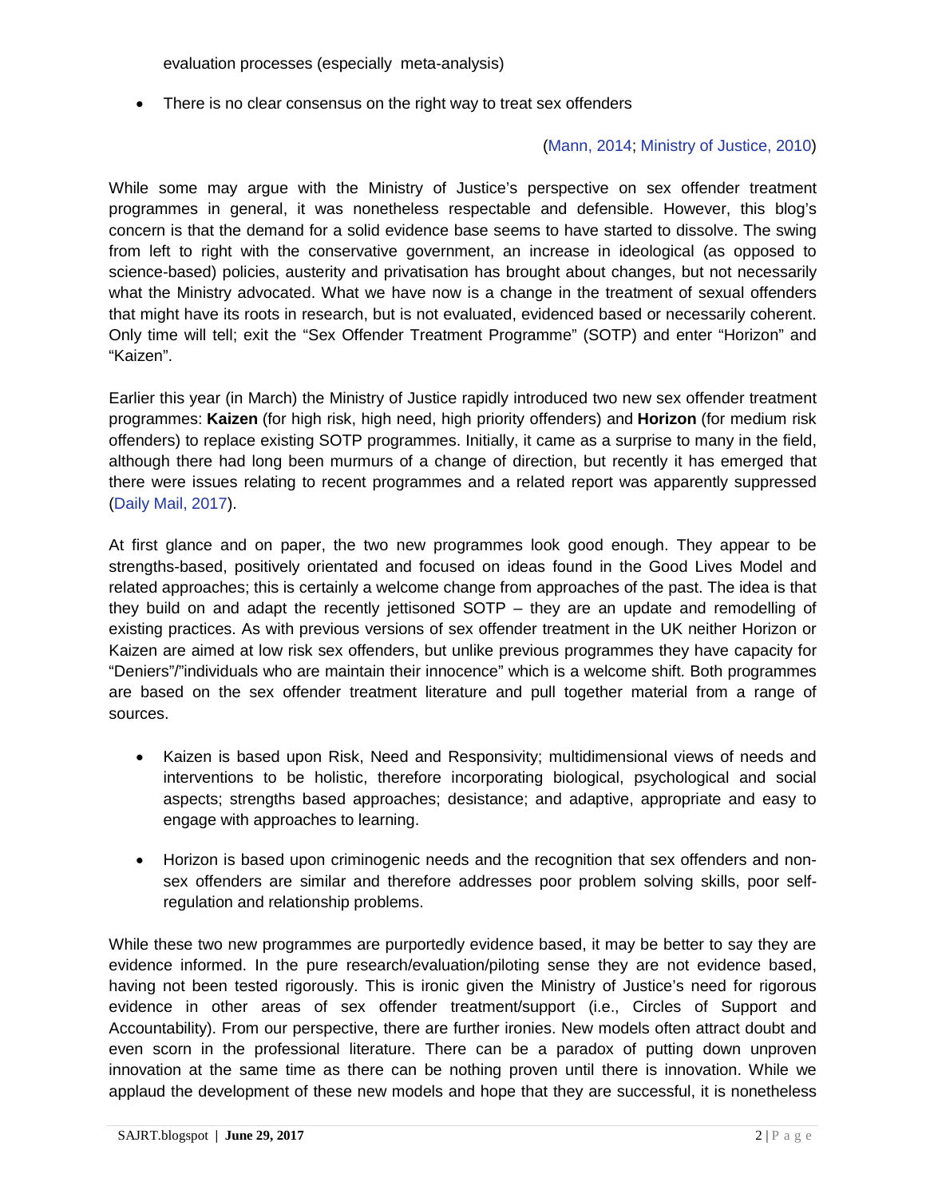evaluation processes (especially meta-analysis)

- There is no clear consensus on the right way to treat sex offenders

(Mann, 2014; Ministry of Justice, 2010)

While some may argue with the Ministry of Justice's perspective on sex offender treatment programmes in general, it was nonetheless respectable and defensible. However, this blog's concern is that the demand for a solid evidence base seems to have started to dissolve. The swing from left to right with the conservative government, an increase in ideological (as opposed to science-based) policies, austerity and privatisation has brought about changes, but not necessarily what the Ministry advocated. What we have now is a change in the treatment of sexual offenders that might have its roots in research, but is not evaluated, evidenced based or necessarily coherent. Only time will tell; exit the "Sex Offender Treatment Programme" (SOTP) and enter "Horizon" and "Kaizen".

Earlier this year (in March) the Ministry of Justice rapidly introduced two new sex offender treatment programmes: **Kaizen** (for high risk, high need, high priority offenders) and **Horizon** (for medium risk offenders) to replace existing SOTP programmes. Initially, it came as a surprise to many in the field, although there had long been murmurs of a change of direction, but recently it has emerged that there were issues relating to recent programmes and a related report was apparently suppressed (Daily Mail, 2017).

At first glance and on paper, the two new programmes look good enough. They appear to be strengths-based, positively orientated and focused on ideas found in the Good Lives Model and related approaches; this is certainly a welcome change from approaches of the past. The idea is that they build on and adapt the recently jettisoned SOTP – they are an update and remodelling of existing practices. As with previous versions of sex offender treatment in the UK neither Horizon or Kaizen are aimed at low risk sex offenders, but unlike previous programmes they have capacity for "Deniers"/"individuals who are maintain their innocence" which is a welcome shift. Both programmes are based on the sex offender treatment literature and pull together material from a range of sources.

- Kaizen is based upon Risk, Need and Responsivity; multidimensional views of needs and interventions to be holistic, therefore incorporating biological, psychological and social aspects; strengths based approaches; desistance; and adaptive, appropriate and easy to engage with approaches to learning.

- Horizon is based upon criminogenic needs and the recognition that sex offenders and non-sex offenders are similar and therefore addresses poor problem solving skills, poor self-regulation and relationship problems.

While these two new programmes are purportedly evidence based, it may be better to say they are evidence informed. In the pure research/evaluation/piloting sense they are not evidence based, having not been tested rigorously. This is ironic given the Ministry of Justice's need for rigorous evidence in other areas of sex offender treatment/support (i.e., Circles of Support and Accountability). From our perspective, there are further ironies. New models often attract doubt and even scorn in the professional literature. There can be a paradox of putting down unproven innovation at the same time as there can be nothing proven until there is innovation. While we applaud the development of these new models and hope that they are successful, it is nonetheless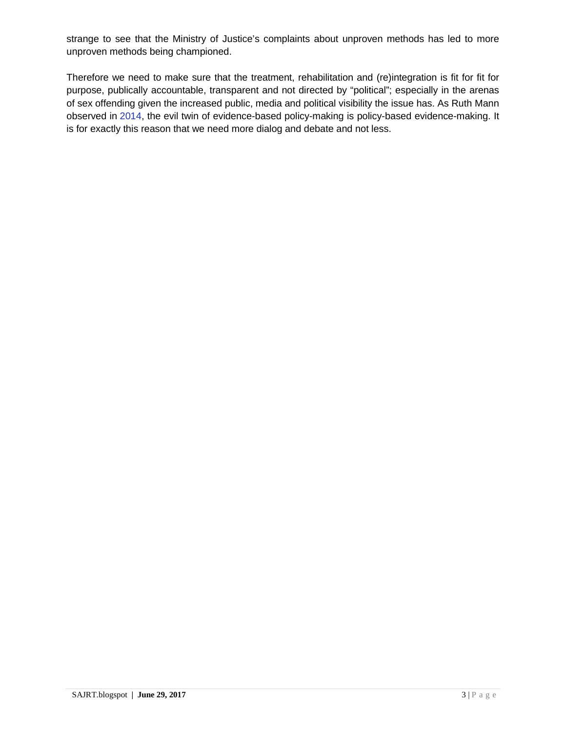strange to see that the Ministry of Justice's complaints about unproven methods has led to more unproven methods being championed.

Therefore we need to make sure that the treatment, rehabilitation and (re)integration is fit for fit for purpose, publically accountable, transparent and not directed by "political"; especially in the arenas of sex offending given the increased public, media and political visibility the issue has. As Ruth Mann observed in 2014, the evil twin of evidence-based policy-making is policy-based evidence-making. It is for exactly this reason that we need more dialog and debate and not less.